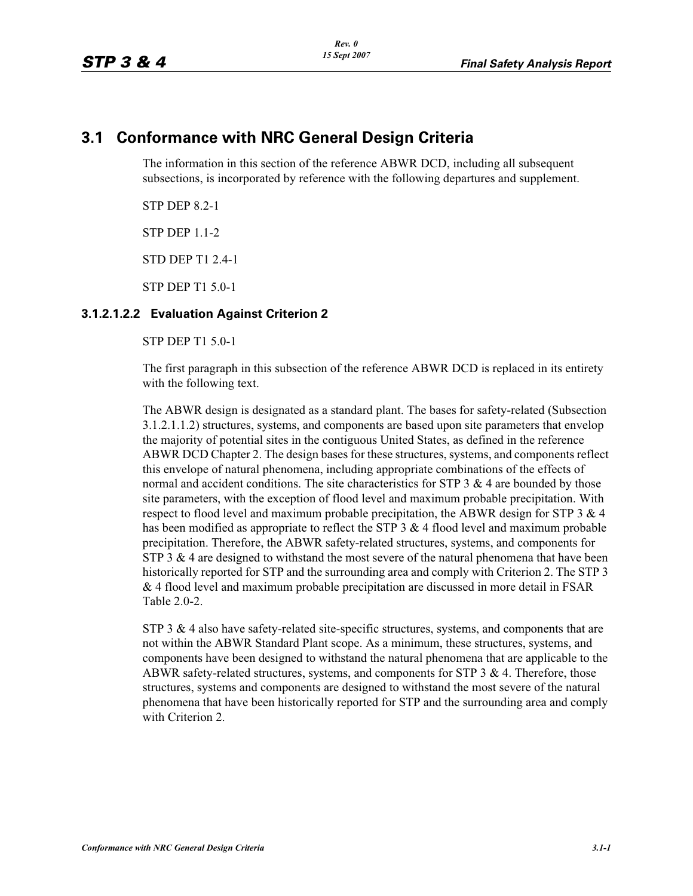# 3.1 Conformance with NRC General Design Criteria

The information in this section of the reference ABWR DCD, including all subsequent subsections, is incorporated by reference with the following departures and supplement.

STP DEP 8.2-1

STP DEP 1.1-2

STD DEP T1 2.4-1

STP DEP T1 5.0-1

### 3.1.2.1.2.2 Evaluation Against Criterion 2

STP DEP T1 5.0-1

The first paragraph in this subsection of the reference ABWR DCD is replaced in its entirety with the following text.

The ABWR design is designated as a standard plant. The bases for safety-related (Subsection 3.1.2.1.1.2) structures, systems, and components are based upon site parameters that envelop the majority of potential sites in the contiguous United States, as defined in the reference ABWR DCD Chapter 2. The design bases for these structures, systems, and components reflect this envelope of natural phenomena, including appropriate combinations of the effects of normal and accident conditions. The site characteristics for STP 3 & 4 are bounded by those site parameters, with the exception of flood level and maximum probable precipitation. With respect to flood level and maximum probable precipitation, the ABWR design for STP 3 & 4 has been modified as appropriate to reflect the STP 3 & 4 flood level and maximum probable precipitation. Therefore, the ABWR safety-related structures, systems, and components for STP 3 & 4 are designed to withstand the most severe of the natural phenomena that have been historically reported for STP and the surrounding area and comply with Criterion 2. The STP 3 & 4 flood level and maximum probable precipitation are discussed in more detail in FSAR Table 2.0-2.

STP 3 & 4 also have safety-related site-specific structures, systems, and components that are not within the ABWR Standard Plant scope. As a minimum, these structures, systems, and components have been designed to withstand the natural phenomena that are applicable to the ABWR safety-related structures, systems, and components for STP 3 & 4. Therefore, those structures, systems and components are designed to withstand the most severe of the natural phenomena that have been historically reported for STP and the surrounding area and comply with Criterion 2.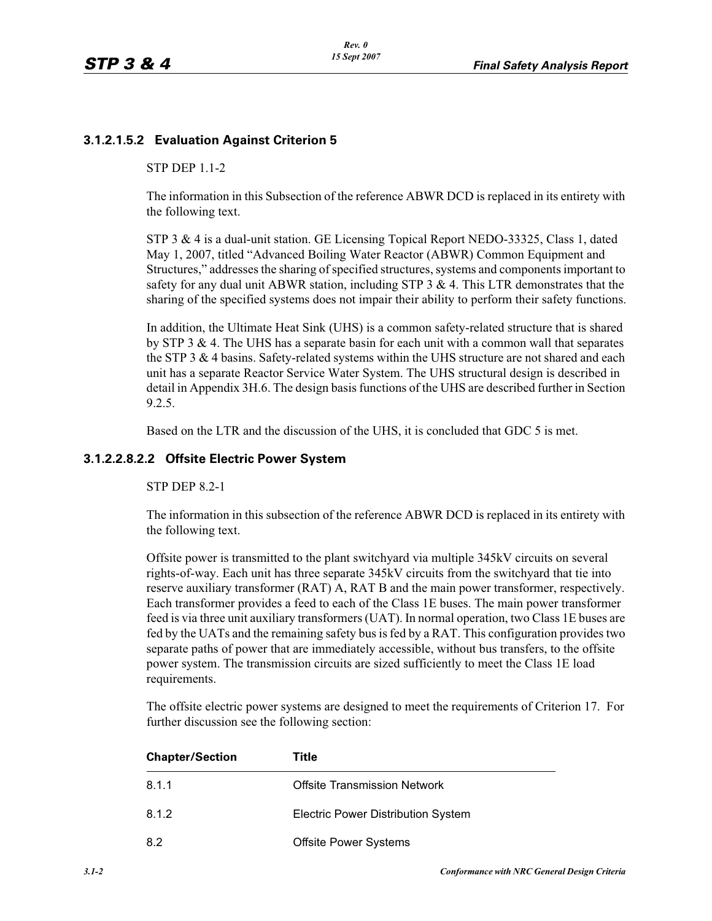#### 3.1.2.1.5.2 Evaluation Against Criterion 5

STP DEP 1.1-2

The information in this Subsection of the reference ABWR DCD is replaced in its entirety with the following text.

STP 3 & 4 is a dual-unit station. GE Licensing Topical Report NEDO-33325, Class 1, dated May 1, 2007, titled "Advanced Boiling Water Reactor (ABWR) Common Equipment and Structures," addresses the sharing of specified structures, systems and components important to safety for any dual unit ABWR station, including STP 3 & 4. This LTR demonstrates that the sharing of the specified systems does not impair their ability to perform their safety functions.

In addition, the Ultimate Heat Sink (UHS) is a common safety-related structure that is shared by STP 3 & 4. The UHS has a separate basin for each unit with a common wall that separates the STP 3 & 4 basins. Safety-related systems within the UHS structure are not shared and each unit has a separate Reactor Service Water System. The UHS structural design is described in detail in Appendix 3H.6. The design basis functions of the UHS are described further in Section 9.2.5.

Based on the LTR and the discussion of the UHS, it is concluded that GDC 5 is met.

#### 3.1.2.2.8.2.2 Offsite Electric Power System

STP DEP 8.2-1

The information in this subsection of the reference ABWR DCD is replaced in its entirety with the following text.

Offsite power is transmitted to the plant switchyard via multiple 345kV circuits on several rights-of-way. Each unit has three separate 345kV circuits from the switchyard that tie into reserve auxiliary transformer (RAT) A, RAT B and the main power transformer, respectively. Each transformer provides a feed to each of the Class 1E buses. The main power transformer feed is via three unit auxiliary transformers (UAT). In normal operation, two Class 1E buses are fed by the UATs and the remaining safety bus is fed by a RAT. This configuration provides two separate paths of power that are immediately accessible, without bus transfers, to the offsite power system. The transmission circuits are sized sufficiently to meet the Class 1E load requirements.

The offsite electric power systems are designed to meet the requirements of Criterion 17. For further discussion see the following section:

| Chapter/Section | Title |
|---|---|
| 8.1.1 | Offsite Transmission Network |
| 8.1.2 | Electric Power Distribution System |
| 8.2 | Offsite Power Systems |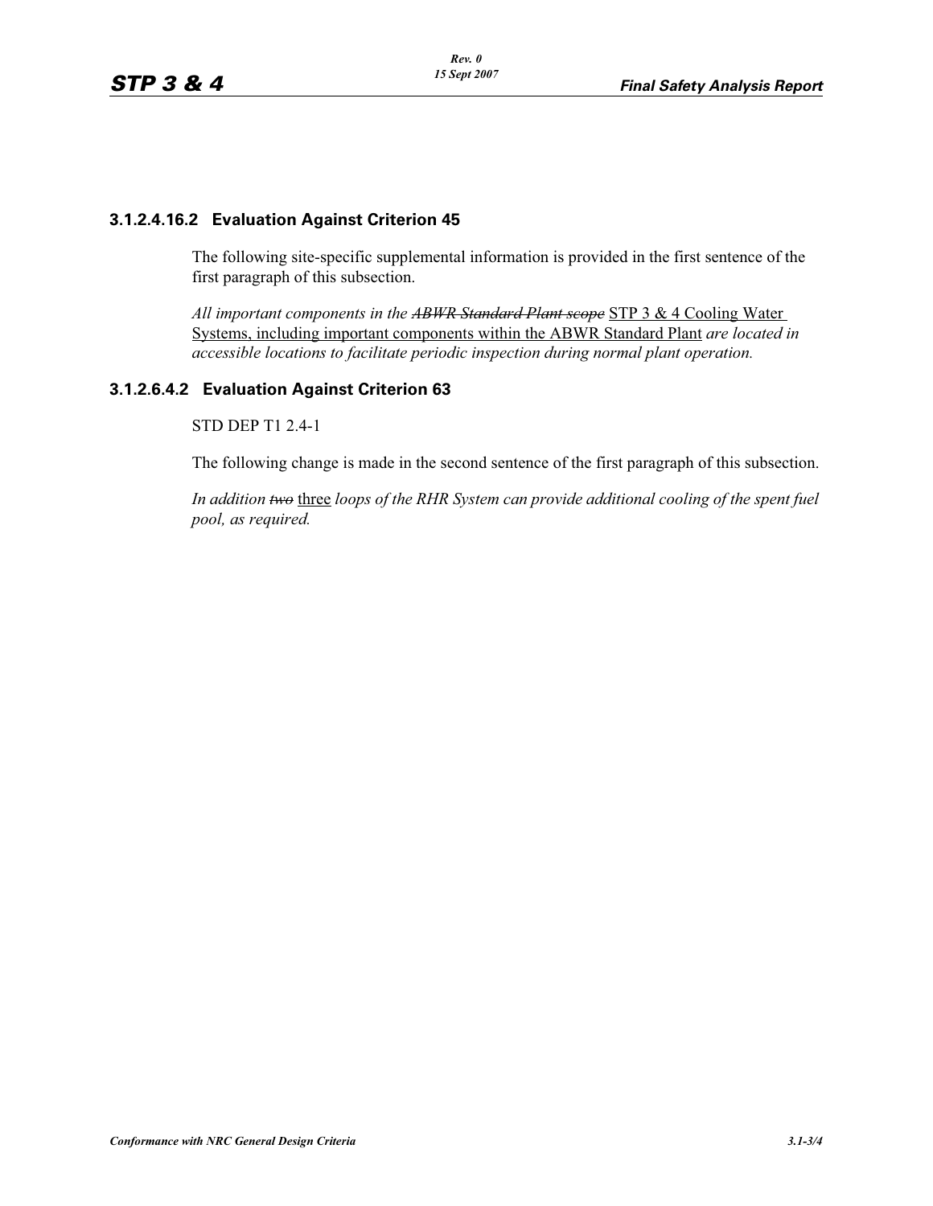### 3.1.2.4.16.2 Evaluation Against Criterion 45

The following site-specific supplemental information is provided in the first sentence of the first paragraph of this subsection.

*All important components in the* ~~*ABWR Standard Plant scope*~~ <u>STP 3 & 4 Cooling Water Systems, including important components within the ABWR Standard Plant</u> *are located in accessible locations to facilitate periodic inspection during normal plant operation.*

### 3.1.2.6.4.2 Evaluation Against Criterion 63

STD DEP T1 2.4-1

The following change is made in the second sentence of the first paragraph of this subsection.

*In addition* ~~*two*~~ <u>three</u> *loops of the RHR System can provide additional cooling of the spent fuel pool, as required.*